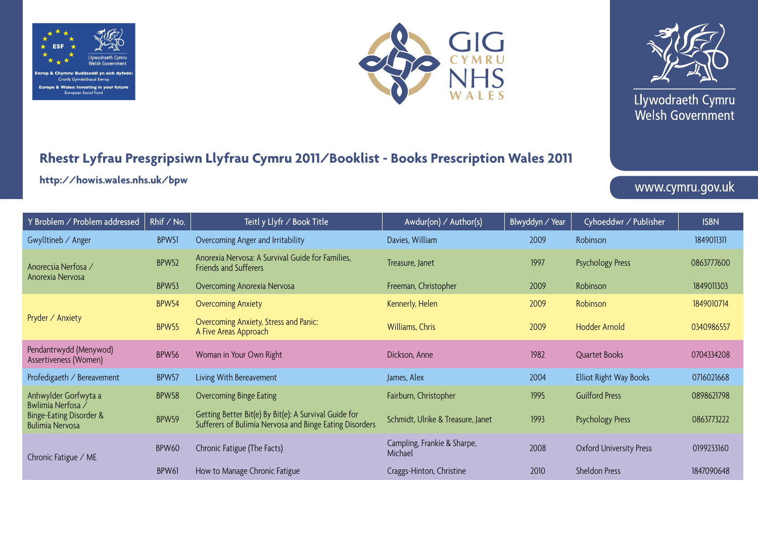Ewrop & Chymru: Buddsoddi yn eich dyfodol
Cronfa Gymdeithasol Ewrop
Europe & Wales: Investing in your future
European Social Fund

GIG CYMRU NHS WALES

Llywodraeth Cymru
Welsh Government

## Rhestr Lyfrau Presgripsiwn Llyfrau Cymru 2011/Booklist - Books Prescription Wales 2011

**http://howis.wales.nhs.uk/bpw**

www.cymru.gov.uk

| Y Broblem / Problem addressed | Rhif / No. | Teitl y Llyfr / Book Title | Awdur(on) / Author(s) | Blwyddyn / Year | Cyhoeddwr / Publisher | ISBN |
|---|---|---|---|---|---|---|
| Gwylltineb / Anger | BPW51 | Overcoming Anger and Irritability | Davies, William | 2009 | Robinson | 1849011311 |
| Anorecsia Nerfosa / Anorexia Nervosa | BPW52 | Anorexia Nervosa: A Survival Guide for Families, Friends and Sufferers | Treasure, Janet | 1997 | Psychology Press | 0863777600 |
| | BPW53 | Overcoming Anorexia Nervosa | Freeman, Christopher | 2009 | Robinson | 1849011303 |
| Pryder / Anxiety | BPW54 | Overcoming Anxiety | Kennerly, Helen | 2009 | Robinson | 1849010714 |
| | BPW55 | Overcoming Anxiety, Stress and Panic: A Five Areas Approach | Williams, Chris | 2009 | Hodder Arnold | 0340986557 |
| Pendantrwydd (Menywod) Assertiveness (Women) | BPW56 | Woman in Your Own Right | Dickson, Anne | 1982 | Quartet Books | 0704334208 |
| Profedigaeth / Bereavement | BPW57 | Living With Bereavement | James, Alex | 2004 | Elliot Right Way Books | 0716021668 |
| Anhwylder Gorfwyta a Bwlimia Nerfosa / Binge-Eating Disorder & Bulimia Nervosa | BPW58 | Overcoming Binge Eating | Fairburn, Christopher | 1995 | Guilford Press | 0898621798 |
| | BPW59 | Getting Better Bit(e) By Bit(e): A Survival Guide for Sufferers of Bulimia Nervosa and Binge Eating Disorders | Schmidt, Ulrike & Treasure, Janet | 1993 | Psychology Press | 0863773222 |
| Chronic Fatigue / ME | BPW60 | Chronic Fatigue (The Facts) | Campling, Frankie & Sharpe, Michael | 2008 | Oxford University Press | 0199233160 |
| | BPW61 | How to Manage Chronic Fatigue | Craggs-Hinton, Christine | 2010 | Sheldon Press | 1847090648 |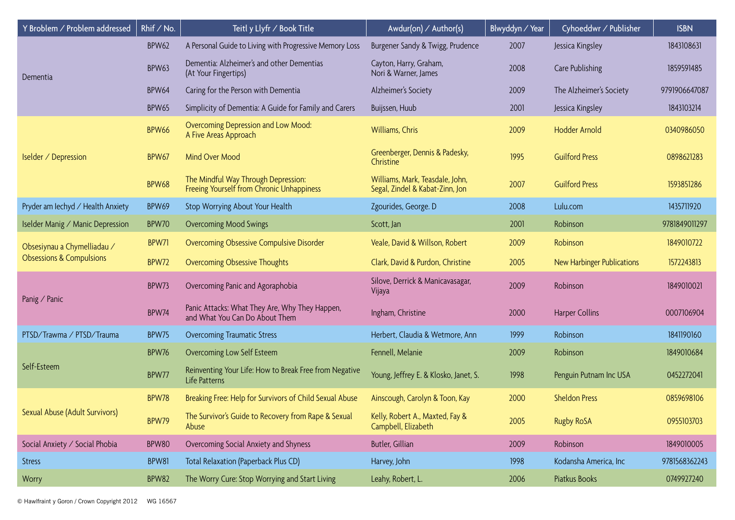| Y Broblem / Problem addressed | Rhif / No. | Teitl y Llyfr / Book Title | Awdur(on) / Author(s) | Blwyddyn / Year | Cyhoeddwr / Publisher | ISBN |
|---|---|---|---|---|---|---|
| Dementia | BPW62 | A Personal Guide to Living with Progressive Memory Loss | Burgener Sandy & Twigg, Prudence | 2007 | Jessica Kingsley | 1843108631 |
| | BPW63 | Dementia: Alzheimer's and other Dementias (At Your Fingertips) | Cayton, Harry, Graham, Nori & Warner, James | 2008 | Care Publishing | 1859591485 |
| | BPW64 | Caring for the Person with Dementia | Alzheimer's Society | 2009 | The Alzheimer's Society | 9791906647087 |
| | BPW65 | Simplicity of Dementia: A Guide for Family and Carers | Buijssen, Huub | 2001 | Jessica Kingsley | 1843103214 |
| Iselder / Depression | BPW66 | Overcoming Depression and Low Mood: A Five Areas Approach | Williams, Chris | 2009 | Hodder Arnold | 0340986050 |
| | BPW67 | Mind Over Mood | Greenberger, Dennis & Padesky, Christine | 1995 | Guilford Press | 0898621283 |
| | BPW68 | The Mindful Way Through Depression: Freeing Yourself from Chronic Unhappiness | Williams, Mark, Teasdale, John, Segal, Zindel & Kabat-Zinn, Jon | 2007 | Guilford Press | 1593851286 |
| Pryder am Iechyd / Health Anxiety | BPW69 | Stop Worrying About Your Health | Zgourides, George. D | 2008 | Lulu.com | 1435711920 |
| Iselder Manig / Manic Depression | BPW70 | Overcoming Mood Swings | Scott, Jan | 2001 | Robinson | 9781849011297 |
| Obsesiynau a Chymelliadau / Obsessions & Compulsions | BPW71 | Overcoming Obsessive Compulsive Disorder | Veale, David & Willson, Robert | 2009 | Robinson | 1849010722 |
| | BPW72 | Overcoming Obsessive Thoughts | Clark, David & Purdon, Christine | 2005 | New Harbinger Publications | 1572243813 |
| Panig / Panic | BPW73 | Overcoming Panic and Agoraphobia | Silove, Derrick & Manicavasagar, Vijaya | 2009 | Robinson | 1849010021 |
| | BPW74 | Panic Attacks: What They Are, Why They Happen, and What You Can Do About Them | Ingham, Christine | 2000 | Harper Collins | 0007106904 |
| PTSD/Trawma / PTSD/Trauma | BPW75 | Overcoming Traumatic Stress | Herbert, Claudia & Wetmore, Ann | 1999 | Robinson | 1841190160 |
| Self-Esteem | BPW76 | Overcoming Low Self Esteem | Fennell, Melanie | 2009 | Robinson | 1849010684 |
| | BPW77 | Reinventing Your Life: How to Break Free from Negative Life Patterns | Young, Jeffrey E. & Klosko, Janet, S. | 1998 | Penguin Putnam Inc USA | 0452272041 |
| Sexual Abuse (Adult Survivors) | BPW78 | Breaking Free: Help for Survivors of Child Sexual Abuse | Ainscough, Carolyn & Toon, Kay | 2000 | Sheldon Press | 0859698106 |
| | BPW79 | The Survivor's Guide to Recovery from Rape & Sexual Abuse | Kelly, Robert A., Maxted, Fay & Campbell, Elizabeth | 2005 | Rugby RoSA | 0955103703 |
| Social Anxiety / Social Phobia | BPW80 | Overcoming Social Anxiety and Shyness | Butler, Gillian | 2009 | Robinson | 1849010005 |
| Stress | BPW81 | Total Relaxation (Paperback Plus CD) | Harvey, John | 1998 | Kodansha America, Inc | 9781568362243 |
| Worry | BPW82 | The Worry Cure: Stop Worrying and Start Living | Leahy, Robert, L. | 2006 | Piatkus Books | 0749927240 |

© Hawlfraint y Goron / Crown Copyright 2012 WG 16567